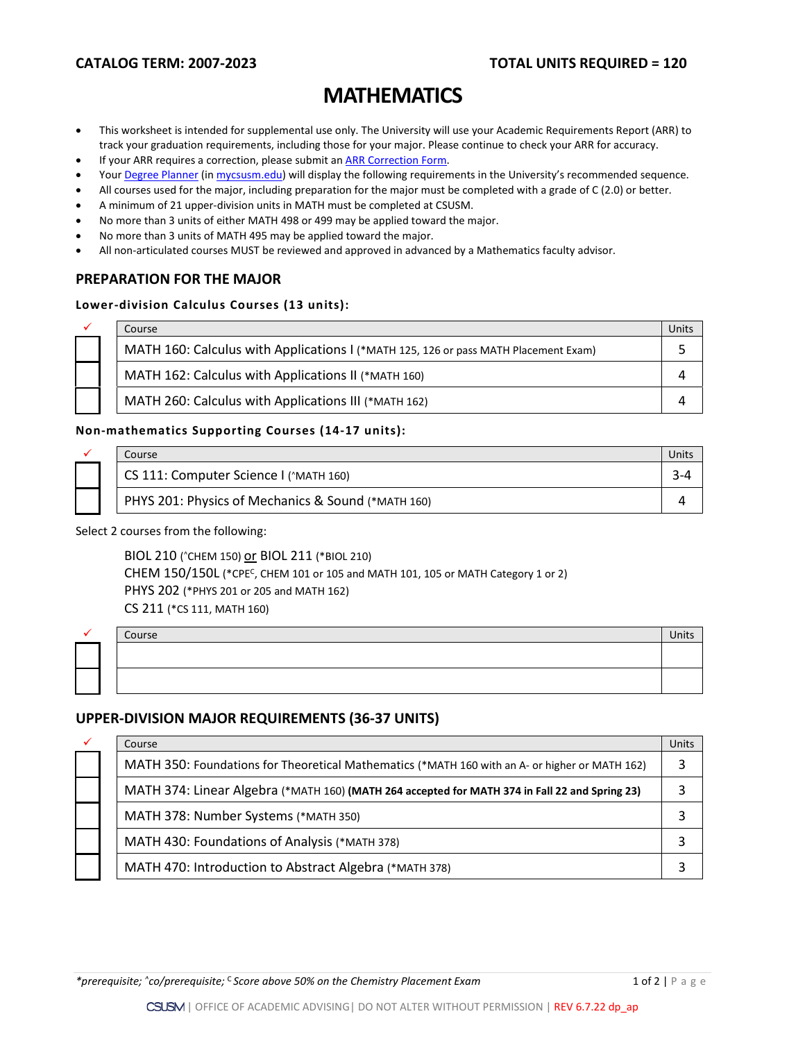**CATALOG TERM: 2007-2023** **TOTAL UNITS REQUIRED = 120**

# MATHEMATICS

- This worksheet is intended for supplemental use only. The University will use your Academic Requirements Report (ARR) to track your graduation requirements, including those for your major. Please continue to check your ARR for accuracy.
- If your ARR requires a correction, please submit an ARR Correction Form.
- Your Degree Planner (in mycsusm.edu) will display the following requirements in the University's recommended sequence.
- All courses used for the major, including preparation for the major must be completed with a grade of C (2.0) or better.
- A minimum of 21 upper-division units in MATH must be completed at CSUSM.
- No more than 3 units of either MATH 498 or 499 may be applied toward the major.
- No more than 3 units of MATH 495 may be applied toward the major.
- All non-articulated courses MUST be reviewed and approved in advanced by a Mathematics faculty advisor.

## PREPARATION FOR THE MAJOR

### Lower-division Calculus Courses (13 units):

| ✓ | Course | Units |
|---|---|---|
| ☐ | MATH 160: Calculus with Applications I (*MATH 125, 126 or pass MATH Placement Exam) | 5 |
| ☐ | MATH 162: Calculus with Applications II (*MATH 160) | 4 |
| ☐ | MATH 260: Calculus with Applications III (*MATH 162) | 4 |

### Non-mathematics Supporting Courses (14-17 units):

| ✓ | Course | Units |
|---|---|---|
| ☐ | CS 111: Computer Science I (^MATH 160) | 3-4 |
| ☐ | PHYS 201: Physics of Mechanics & Sound (*MATH 160) | 4 |

Select 2 courses from the following:

BIOL 210 (^CHEM 150) or BIOL 211 (*BIOL 210)
CHEM 150/150L (*CPE[C], CHEM 101 or 105 and MATH 101, 105 or MATH Category 1 or 2)
PHYS 202 (*PHYS 201 or 205 and MATH 162)
CS 211 (*CS 111, MATH 160)

| ✓ | Course | Units |
|---|---|---|
| ☐ | | |
| ☐ | | |

## UPPER-DIVISION MAJOR REQUIREMENTS (36-37 UNITS)

| ✓ | Course | Units |
|---|---|---|
| ☐ | MATH 350: Foundations for Theoretical Mathematics (*MATH 160 with an A- or higher or MATH 162) | 3 |
| ☐ | MATH 374: Linear Algebra (*MATH 160) **(MATH 264 accepted for MATH 374 in Fall 22 and Spring 23)** | 3 |
| ☐ | MATH 378: Number Systems (*MATH 350) | 3 |
| ☐ | MATH 430: Foundations of Analysis (*MATH 378) | 3 |
| ☐ | MATH 470: Introduction to Abstract Algebra (*MATH 378) | 3 |

*\*prerequisite; ^co/prerequisite; [C] Score above 50% on the Chemistry Placement Exam*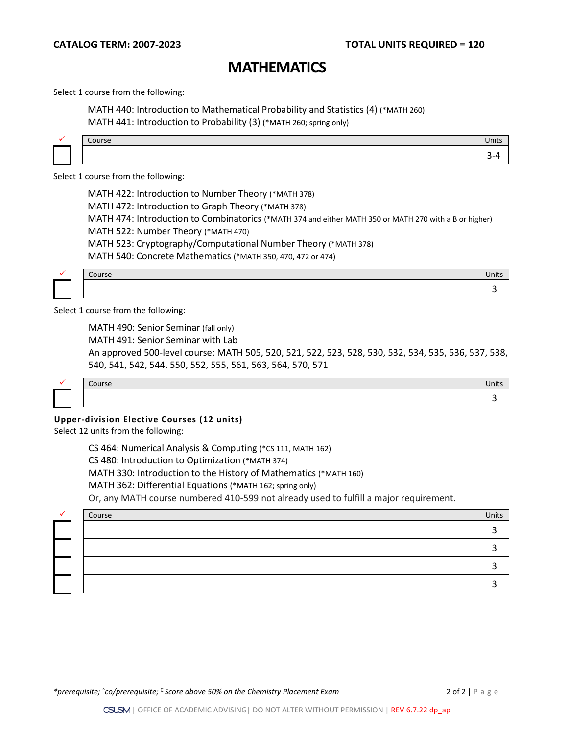**CATALOG TERM: 2007-2023** **TOTAL UNITS REQUIRED = 120**

# MATHEMATICS

Select 1 course from the following:

MATH 440: Introduction to Mathematical Probability and Statistics (4) (*MATH 260)
MATH 441: Introduction to Probability (3) (*MATH 260; spring only)

| ✓ | Course | Units |
|---|---|---|
| ☐ | | 3-4 |

Select 1 course from the following:

MATH 422: Introduction to Number Theory (*MATH 378)
MATH 472: Introduction to Graph Theory (*MATH 378)
MATH 474: Introduction to Combinatorics (*MATH 374 and either MATH 350 or MATH 270 with a B or higher)
MATH 522: Number Theory (*MATH 470)
MATH 523: Cryptography/Computational Number Theory (*MATH 378)
MATH 540: Concrete Mathematics (*MATH 350, 470, 472 or 474)

| ✓ | Course | Units |
|---|---|---|
| ☐ | | 3 |

Select 1 course from the following:

MATH 490: Senior Seminar (fall only)
MATH 491: Senior Seminar with Lab
An approved 500-level course: MATH 505, 520, 521, 522, 523, 528, 530, 532, 534, 535, 536, 537, 538, 540, 541, 542, 544, 550, 552, 555, 561, 563, 564, 570, 571

| ✓ | Course | Units |
|---|---|---|
| ☐ | | 3 |

**Upper-division Elective Courses (12 units)**
Select 12 units from the following:

CS 464: Numerical Analysis & Computing (*CS 111, MATH 162)
CS 480: Introduction to Optimization (*MATH 374)
MATH 330: Introduction to the History of Mathematics (*MATH 160)
MATH 362: Differential Equations (*MATH 162; spring only)
Or, any MATH course numbered 410-599 not already used to fulfill a major requirement.

| ✓ | Course | Units |
|---|---|---|
| ☐ | | 3 |
| ☐ | | 3 |
| ☐ | | 3 |
| ☐ | | 3 |

*prerequisite; ^co/prerequisite; [C] Score above 50% on the Chemistry Placement Exam

CSUSM | OFFICE OF ACADEMIC ADVISING | DO NOT ALTER WITHOUT PERMISSION | REV 6.7.22 dp_ap